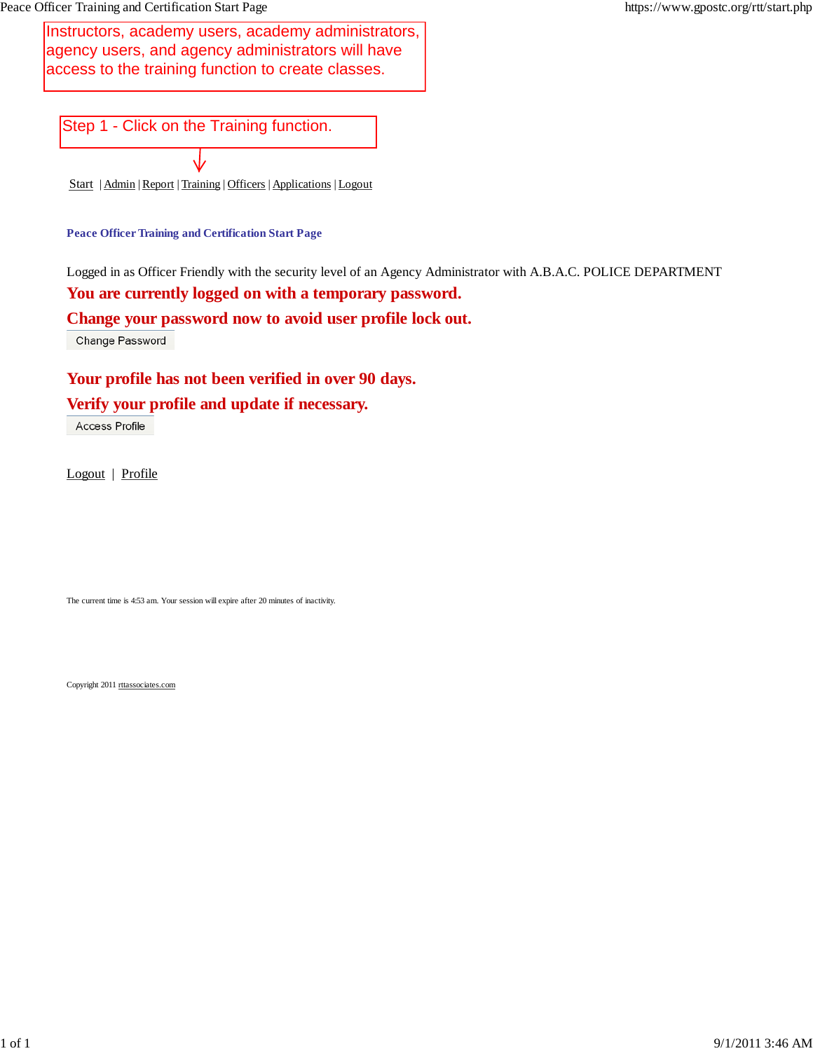Instructors, academy users, academy administrators, agency users, and agency administrators will have access to the training function to create classes.

Step 1 - Click on the Training function.

Start | Admin | Report | Training | Officers | Applications | Logout

**Peace Officer Training and Certification Start Page**

Logged in as Officer Friendly with the security level of an Agency Administrator with A.B.A.C. POLICE DEPARTMENT

**You are currently logged on with a temporary password.**

**Change your password now to avoid user profile lock out.**

Change Password

**Your profile has not been verified in over 90 days.**

**Verify your profile and update if necessary.**

Access Profile

Logout | Profile

The current time is 4:53 am. Your session will expire after 20 minutes of inactivity.

Copyright 2011 rttassociates.com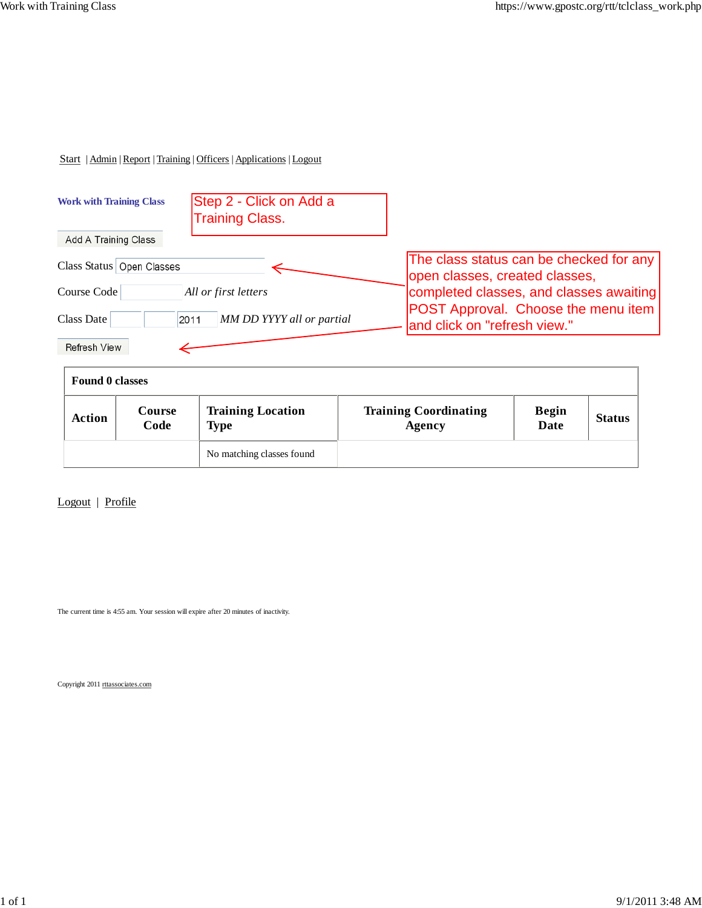Start | Admin | Report | Training | Officers | Applications | Logout

**Work with Training Class**

Step 2 - Click on Add a Training Class.

Add A Training Class

Class Status Open Classes

Course Code  *All or first letters*

Class Date   2011 *MM DD YYYY all or partial*

The class status can be checked for any open classes, created classes, completed classes, and classes awaiting POST Approval. Choose the menu item and click on "refresh view."

Refresh View

**Found 0 classes**

| Action | Course Code | Training Location Type | Training Coordinating Agency | Begin Date | Status |
|---|---|---|---|---|---|
| | | No matching classes found | | | |

Logout | Profile

The current time is 4:55 am. Your session will expire after 20 minutes of inactivity.

Copyright 2011 rttassociates.com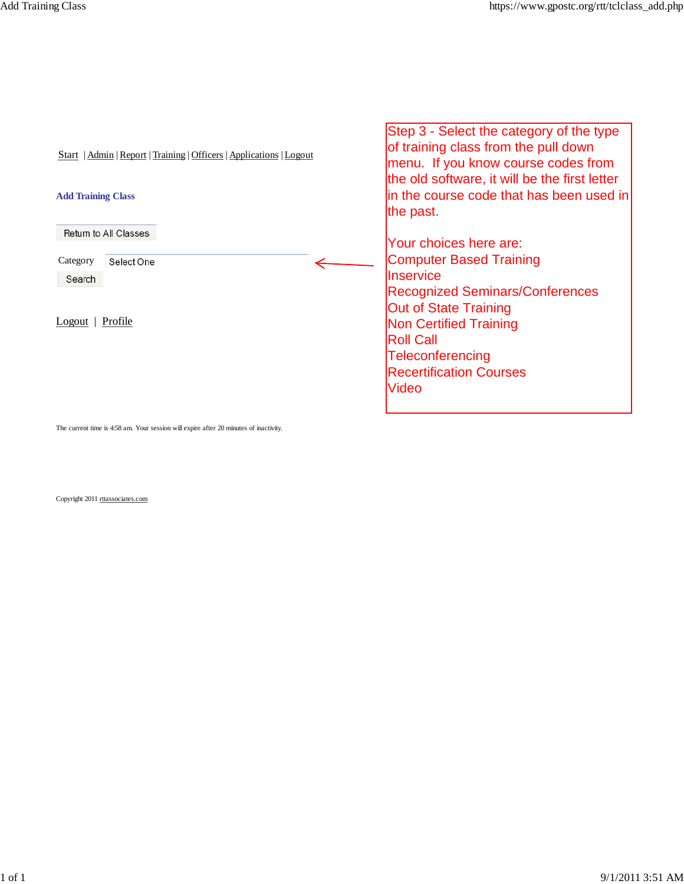Start | Admin | Report | Training | Officers | Applications | Logout

**Add Training Class**

Return to All Classes

Category Select One

Search

Logout | Profile

The current time is 4:58 am. Your session will expire after 20 minutes of inactivity.

Copyright 2011 rttassociates.com

Step 3 - Select the category of the type of training class from the pull down menu. If you know course codes from the old software, it will be the first letter in the course code that has been used in the past.

Your choices here are:
Computer Based Training
Inservice
Recognized Seminars/Conferences
Out of State Training
Non Certified Training
Roll Call
Teleconferencing
Recertification Courses
Video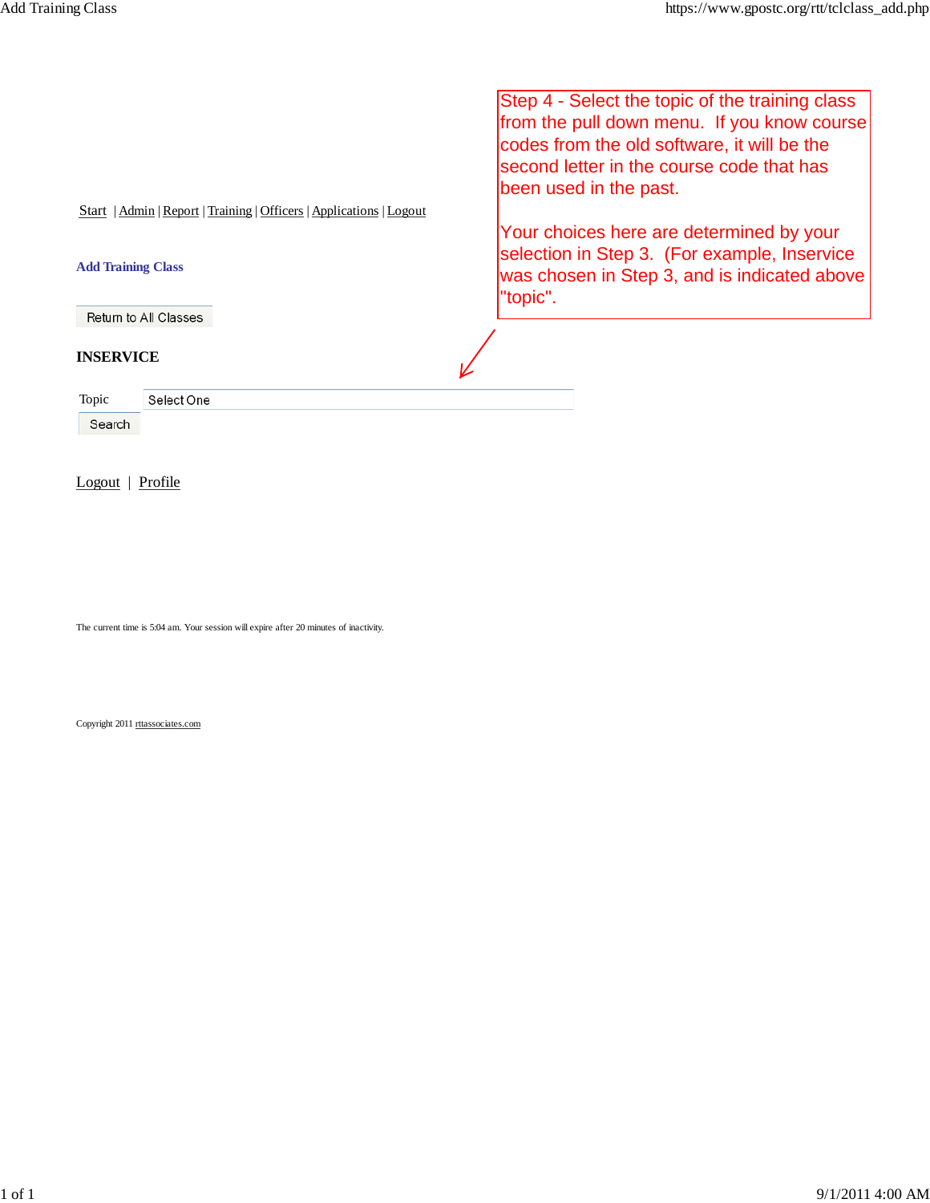Step 4 - Select the topic of the training class from the pull down menu. If you know course codes from the old software, it will be the second letter in the course code that has been used in the past.

Your choices here are determined by your selection in Step 3. (For example, Inservice was chosen in Step 3, and is indicated above "topic".

Start | Admin | Report | Training | Officers | Applications | Logout

## Add Training Class

Return to All Classes

**INSERVICE**

Topic: Select One

Search

Logout | Profile

The current time is 5:04 am. Your session will expire after 20 minutes of inactivity.

Copyright 2011 rttassociates.com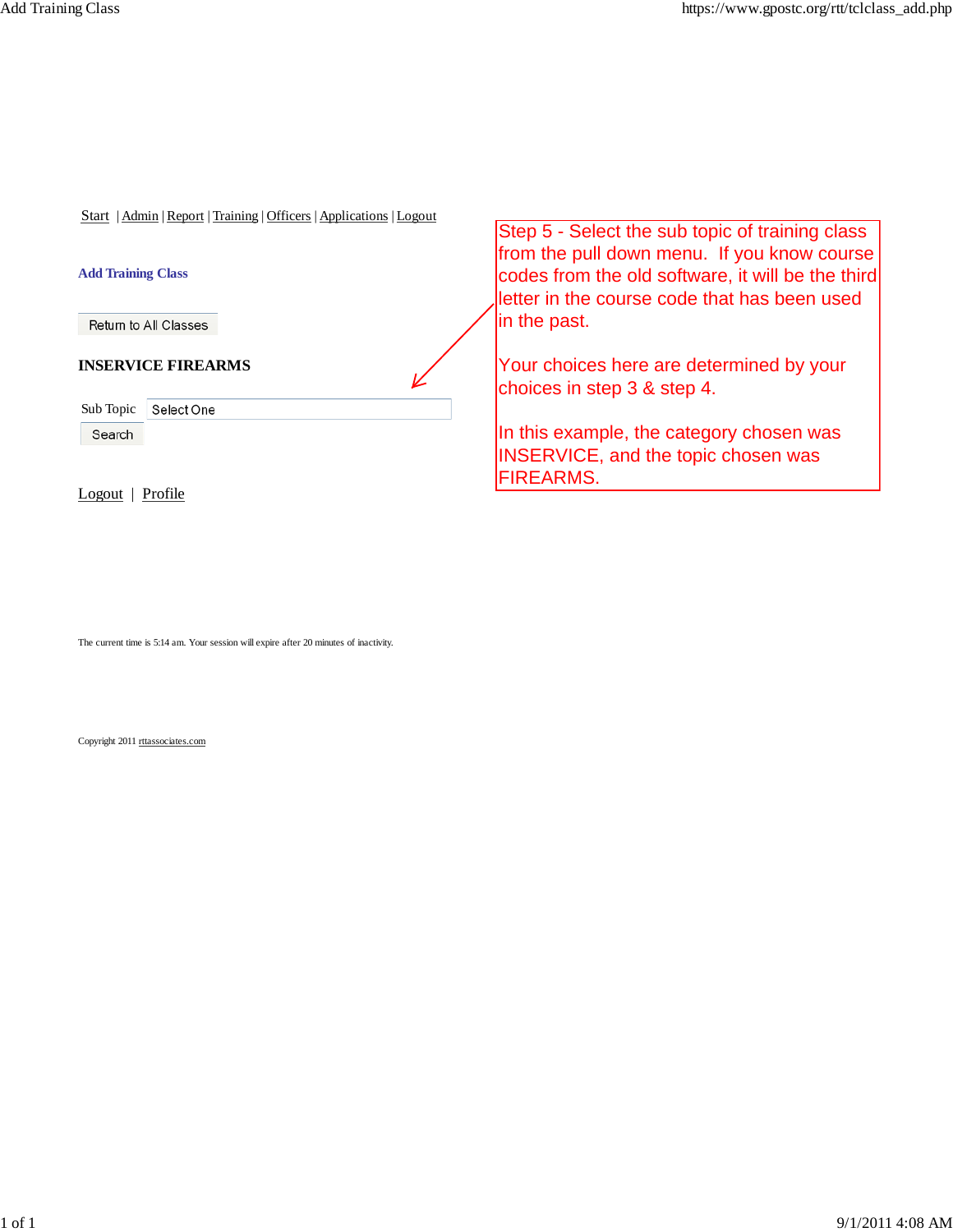Start | Admin | Report | Training | Officers | Applications | Logout

**Add Training Class**

Return to All Classes

**INSERVICE FIREARMS**

Sub Topic: Select One

Search

Step 5 - Select the sub topic of training class from the pull down menu. If you know course codes from the old software, it will be the third letter in the course code that has been used in the past.

Your choices here are determined by your choices in step 3 & step 4.

In this example, the category chosen was INSERVICE, and the topic chosen was FIREARMS.

Logout | Profile

The current time is 5:14 am. Your session will expire after 20 minutes of inactivity.

Copyright 2011 rttassociates.com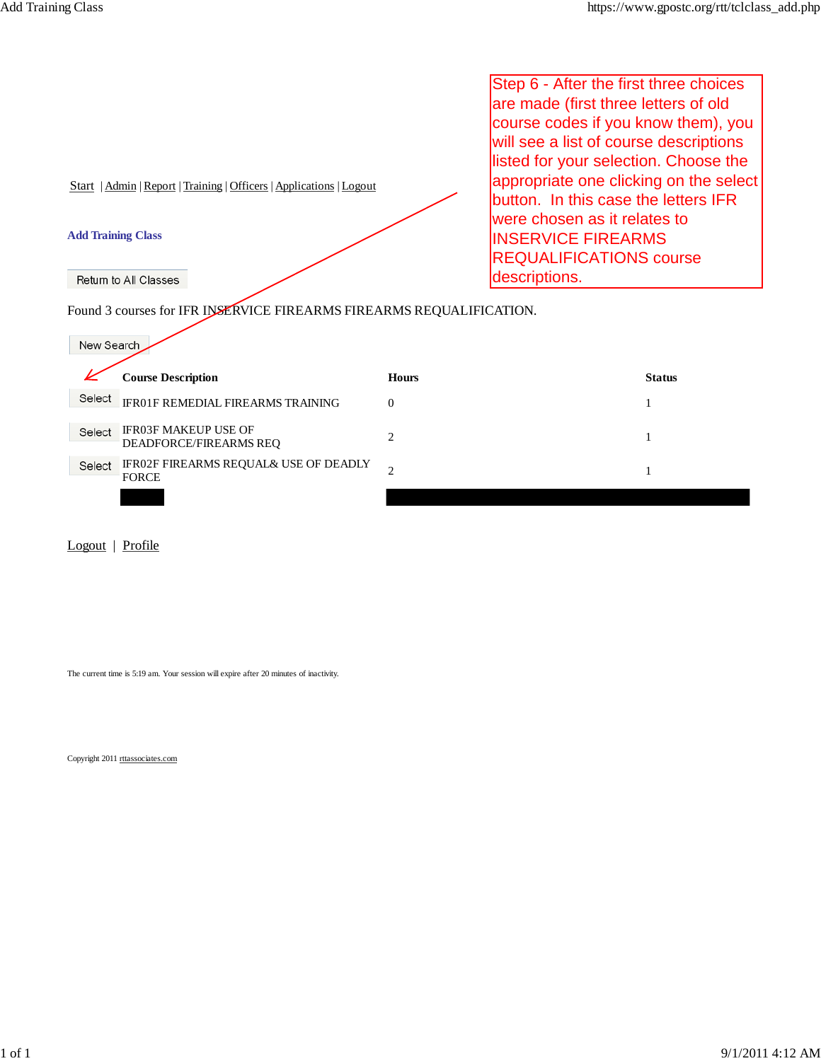Step 6 - After the first three choices are made (first three letters of old course code if you know them), you will see a list of course descriptions listed for your selection. Choose the appropriate one clicking on the select button. In this case the letters IFR were chosen as it relates to INSERVICE FIREARMS REQUALIFICATIONS course descriptions.

Start | Admin | Report | Training | Officers | Applications | Logout

## Add Training Class

Return to All Classes

Found 3 courses for IFR INSERVICE FIREARMS FIREARMS REQUALIFICATION.

New Search

| | Course Description | Hours | Status |
|---|---|---|---|
| Select | IFR01F REMEDIAL FIREARMS TRAINING | 0 | 1 |
| Select | IFR03F MAKEUP USE OF DEADFORCE/FIREARMS REQ | 2 | 1 |
| Select | IFR02F FIREARMS REQUAL& USE OF DEADLY FORCE | 2 | 1 |

Logout | Profile

The current time is 5:19 am. Your session will expire after 20 minutes of inactivity.

Copyright 2011 rttassociates.com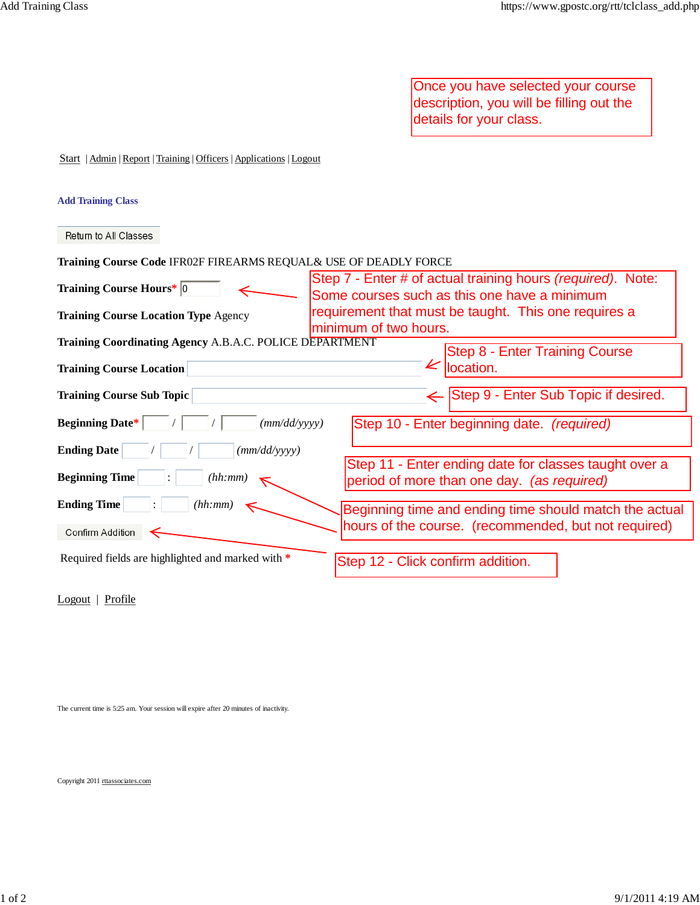Once you have selected your course description, you will be filling out the details for your class.

Start | Admin | Report | Training | Officers | Applications | Logout

## Add Training Class

Return to All Classes

**Training Course Code** IFR02F FIREARMS REQUAL& USE OF DEADLY FORCE

**Training Course Hours*** 0

Step 7 - Enter # of actual training hours *(required)*. Note: Some courses such as this one have a minimum requirement that must be taught. This one requires a minimum of two hours.

**Training Course Location Type** Agency

**Training Coordinating Agency** A.B.A.C. POLICE DEPARTMENT

**Training Course Location**

Step 8 - Enter Training Course location.

**Training Course Sub Topic**

Step 9 - Enter Sub Topic if desired.

**Beginning Date*** / / *(mm/dd/yyyy)*

Step 10 - Enter beginning date. *(required)*

**Ending Date** / / *(mm/dd/yyyy)*

Step 11 - Enter ending date for classes taught over a period of more than one day. *(as required)*

**Beginning Time** : *(hh:mm)*

**Ending Time** : *(hh:mm)*

Beginning time and ending time should match the actual hours of the course. (recommended, but not required)

Confirm Addition

Step 12 - Click confirm addition.

Required fields are highlighted and marked with *

Logout | Profile

The current time is 5:25 am. Your session will expire after 20 minutes of inactivity.

Copyright 2011 rttassociates.com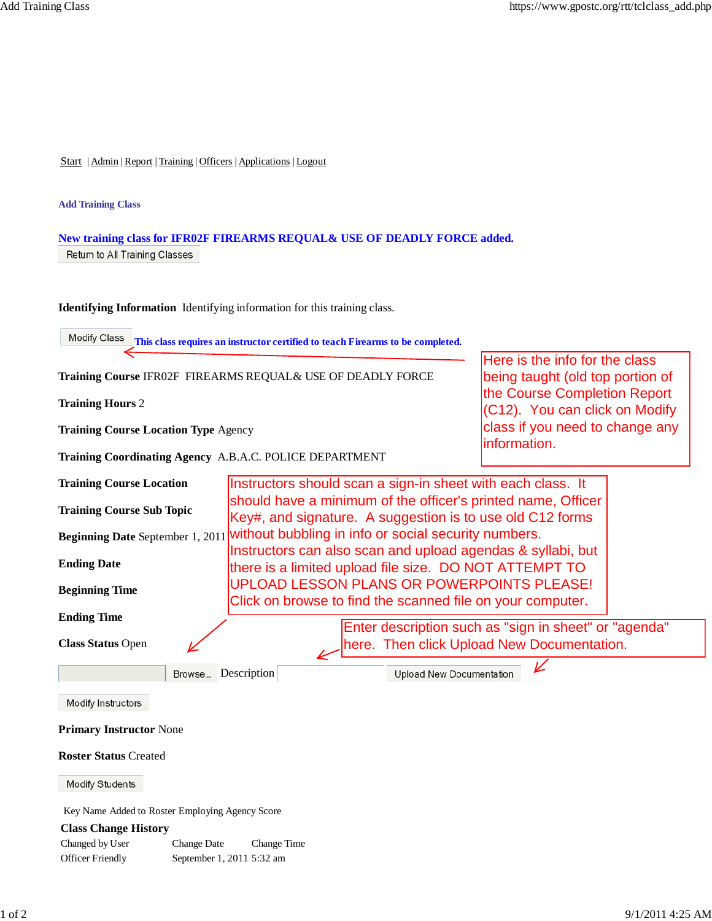Start | Admin | Report | Training | Officers | Applications | Logout

### Add Training Class

**New training class for IFR02F FIREARMS REQUAL& USE OF DEADLY FORCE added.**

Return to All Training Classes

**Identifying Information** Identifying information for this training class.

Modify Class **This class requires an instructor certified to teach Firearms to be completed.**

> Here is the info for the class being taught (old top portion of the Course Completion Report (C12). You can click on Modify class if you need to change any information.

**Training Course** IFR02F FIREARMS REQUAL& USE OF DEADLY FORCE

**Training Hours** 2

**Training Course Location Type** Agency

**Training Coordinating Agency** A.B.A.C. POLICE DEPARTMENT

**Training Course Location**

**Training Course Sub Topic**

**Beginning Date** September 1, 2011

**Ending Date**

**Beginning Time**

**Ending Time**

**Class Status** Open

> Instructors should scan a sign-in sheet with each class. It should have a minimum of the officer's printed name, Officer Key#, and signature. A suggestion is to use old C12 forms without bubbling in info or social security numbers. Instructors can also scan and upload agendas & syllabi, but there is a limited upload file size. DO NOT ATTEMPT TO UPLOAD LESSON PLANS OR POWERPOINTS PLEASE! Click on browse to find the scanned file on your computer.

> Enter description such as "sign in sheet" or "agenda" here. Then click Upload New Documentation.

Browse... Description Upload New Documentation

Modify Instructors

**Primary Instructor** None

**Roster Status** Created

Modify Students

| Key | Name | Added to Roster | Employing Agency | Score |
|---|---|---|---|---|

**Class Change History**

| Changed by User | Change Date | Change Time |
|---|---|---|
| Officer Friendly | September 1, 2011 | 5:32 am |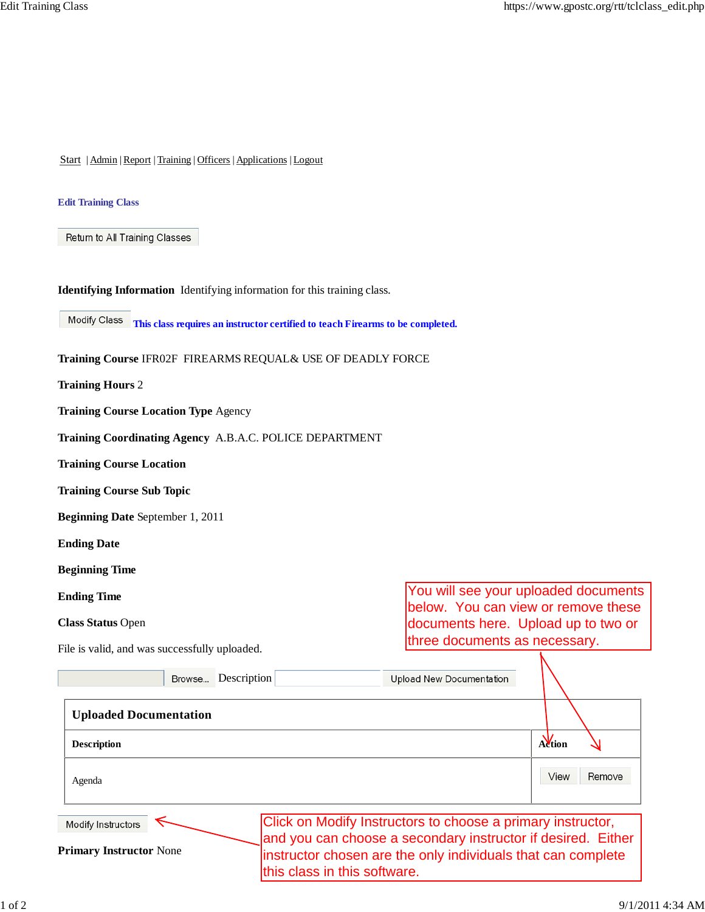Start | Admin | Report | Training | Officers | Applications | Logout

**Edit Training Class**

Return to All Training Classes

**Identifying Information** Identifying information for this training class.

Modify Class **This class requires an instructor certified to teach Firearms to be completed.**

**Training Course** IFR02F FIREARMS REQUAL& USE OF DEADLY FORCE

**Training Hours** 2

**Training Course Location Type** Agency

**Training Coordinating Agency** A.B.A.C. POLICE DEPARTMENT

**Training Course Location**

**Training Course Sub Topic**

**Beginning Date** September 1, 2011

**Ending Date**

**Beginning Time**

**Ending Time**

**Class Status** Open

File is valid, and was successfully uploaded.

You will see your uploaded documents below. You can view or remove these documents here. Upload up to two or three documents as necessary.

Browse... Description Upload New Documentation

**Uploaded Documentation**

| Description | Action |
|---|---|
| Agenda | View Remove |

Modify Instructors

Click on Modify Instructors to choose a primary instructor, and you can choose a secondary instructor if desired. Either instructor chosen are the only individuals that can complete this class in this software.

**Primary Instructor** None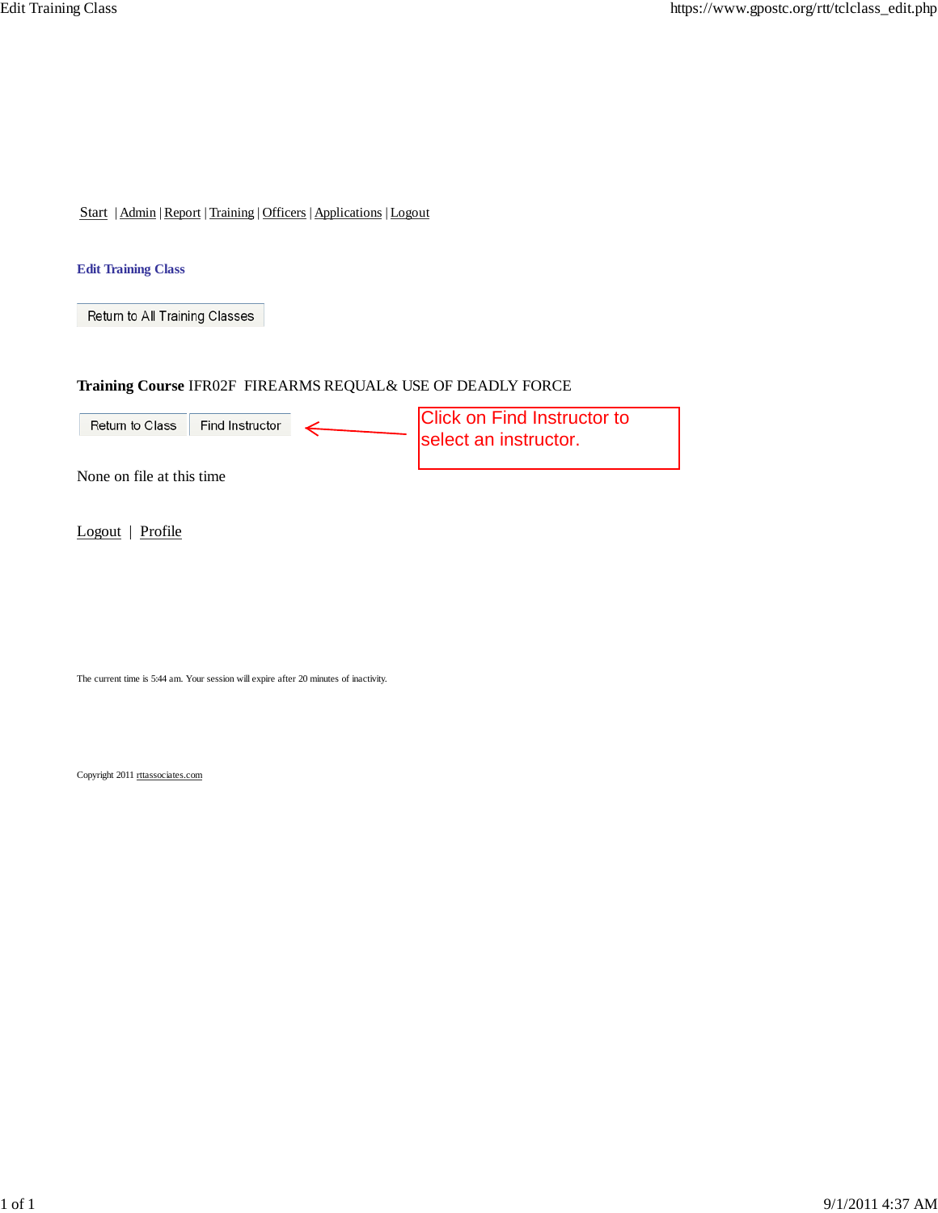Start | Admin | Report | Training | Officers | Applications | Logout

### Edit Training Class

Return to All Training Classes

**Training Course** IFR02F FIREARMS REQUAL& USE OF DEADLY FORCE

Return to Class | Find Instructor

Click on Find Instructor to select an instructor.

None on file at this time

Logout | Profile

The current time is 5:44 am. Your session will expire after 20 minutes of inactivity.

Copyright 2011 rttassociates.com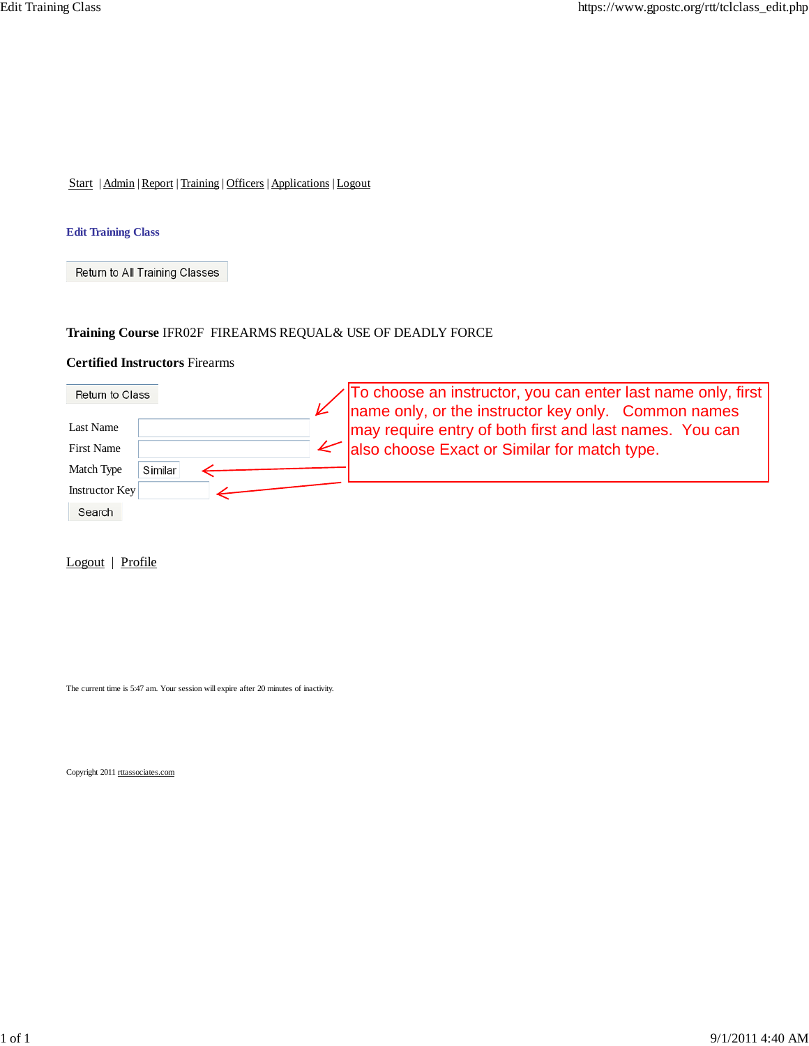Start | Admin | Report | Training | Officers | Applications | Logout

### Edit Training Class

Return to All Training Classes

**Training Course** IFR02F FIREARMS REQUAL& USE OF DEADLY FORCE

**Certified Instructors** Firearms

Return to Class

Last Name

First Name

Match Type Similar

Instructor Key

Search

To choose an instructor, you can enter last name only, first name only, or the instructor key only. Common names may require entry of both first and last names. You can also choose Exact or Similar for match type.

Logout | Profile

The current time is 5:47 am. Your session will expire after 20 minutes of inactivity.

Copyright 2011 rttassociates.com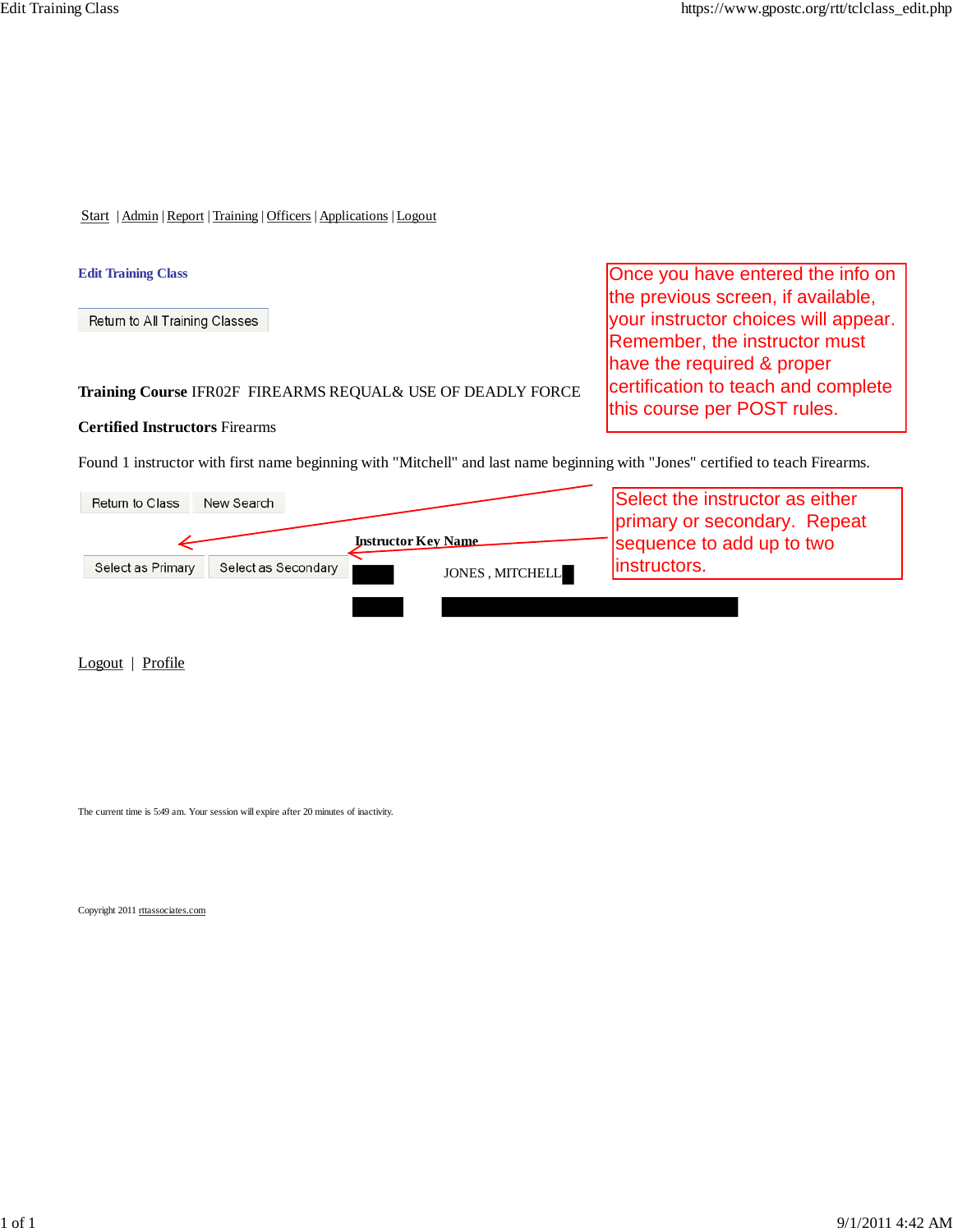Start | Admin | Report | Training | Officers | Applications | Logout

**Edit Training Class**

Return to All Training Classes

Once you have entered the info on the previous screen, if available, your instructor choices will appear. Remember, the instructor must have the required & proper certification to teach and complete this course per POST rules.

**Training Course** IFR02F FIREARMS REQUAL& USE OF DEADLY FORCE

**Certified Instructors** Firearms

Found 1 instructor with first name beginning with "Mitchell" and last name beginning with "Jones" certified to teach Firearms.

Return to Class | New Search

Select the instructor as either primary or secondary. Repeat sequence to add up to two instructors.

| | | Instructor Key | Name |
|---|---|---|---|
| Select as Primary | Select as Secondary | | JONES , MITCHELL |
| | | | |

Logout | Profile

The current time is 5:49 am. Your session will expire after 20 minutes of inactivity.

Copyright 2011 rttassociates.com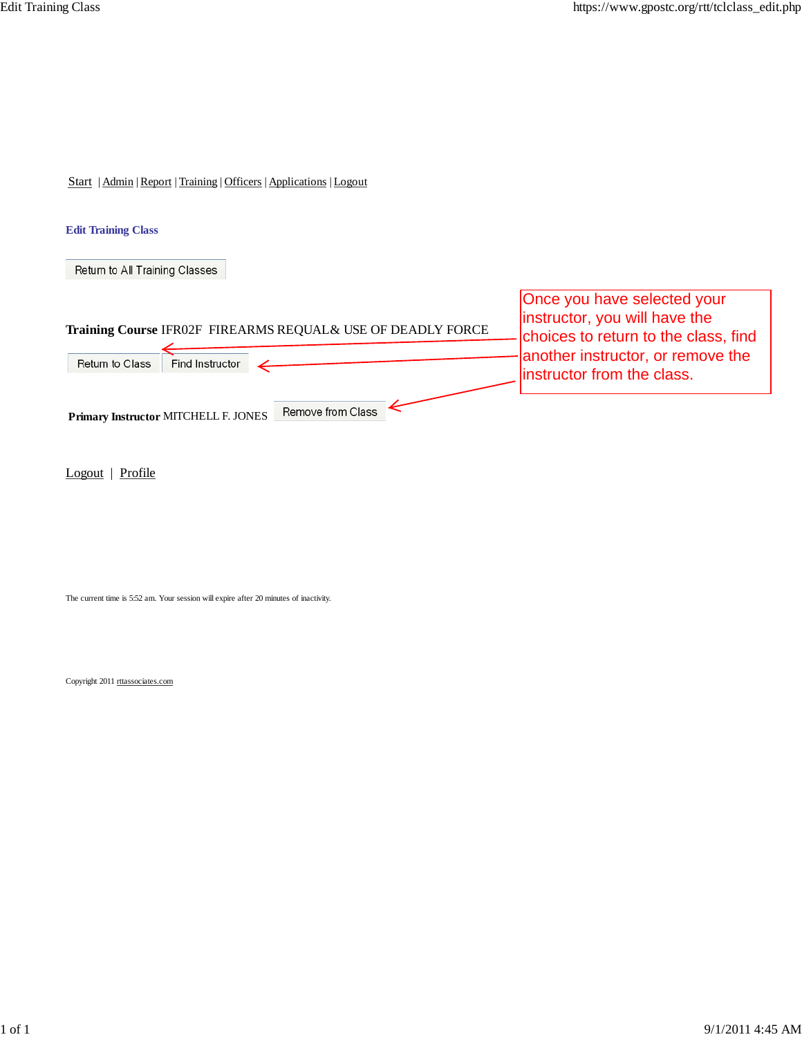Start | Admin | Report | Training | Officers | Applications | Logout

### Edit Training Class

Return to All Training Classes

**Training Course** IFR02F FIREARMS REQUAL& USE OF DEADLY FORCE

Return to Class | Find Instructor

**Primary Instructor** MITCHELL F. JONES | Remove from Class

Once you have selected your instructor, you will have the choices to return to the class, find another instructor, or remove the instructor from the class.

Logout | Profile

The current time is 5:52 am. Your session will expire after 20 minutes of inactivity.

Copyright 2011 rttassociates.com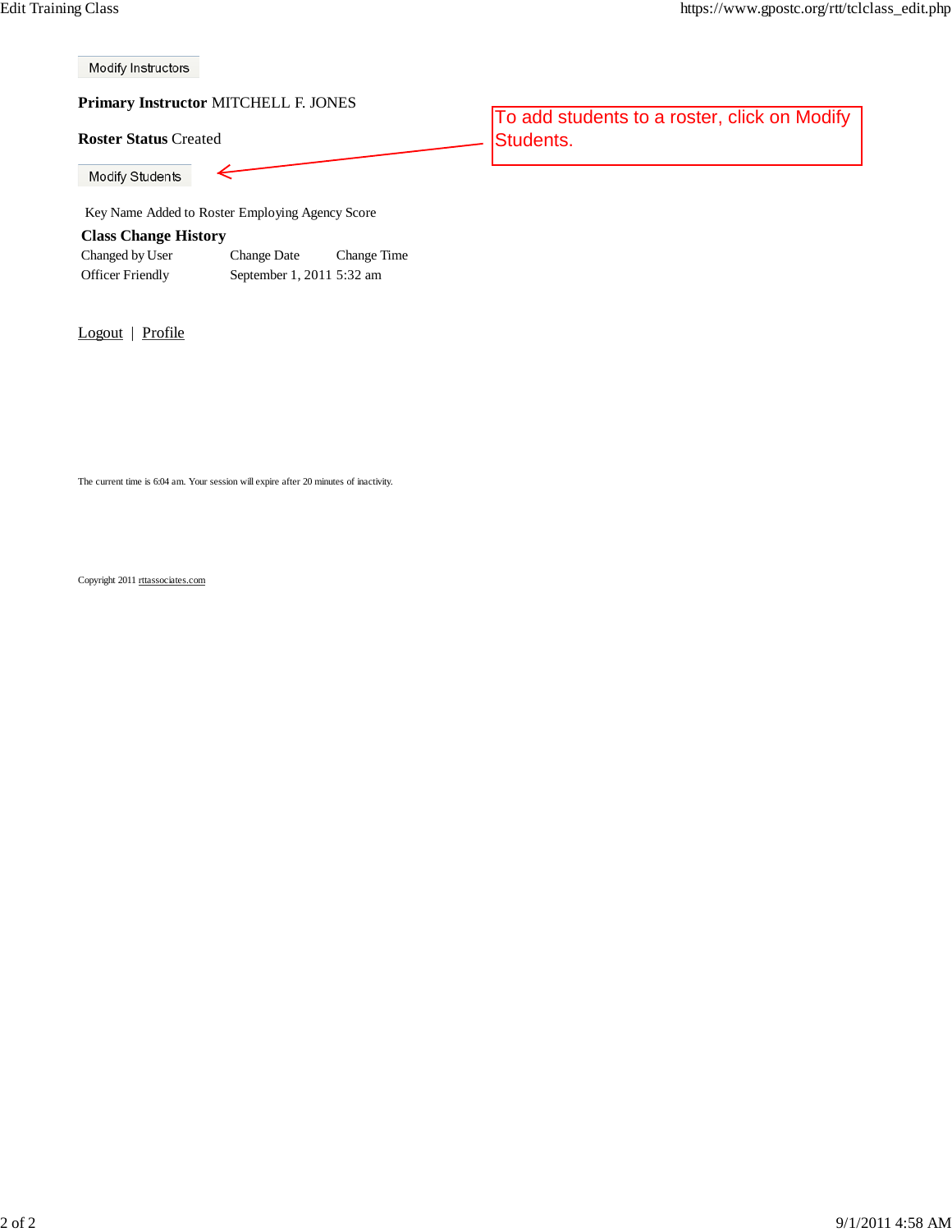Modify Instructors

**Primary Instructor** MITCHELL F. JONES

**Roster Status** Created

To add students to a roster, click on Modify Students.

Modify Students

Key Name Added to Roster Employing Agency Score

**Class Change History**

| Changed by User | Change Date | Change Time |
|---|---|---|
| Officer Friendly | September 1, 2011 | 5:32 am |

Logout | Profile

The current time is 6:04 am. Your session will expire after 20 minutes of inactivity.

Copyright 2011 rttassociates.com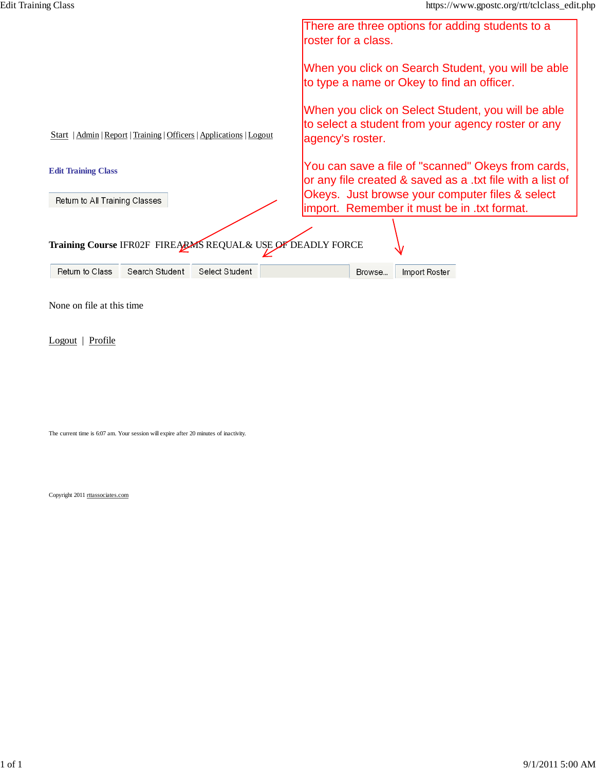Start | Admin | Report | Training | Officers | Applications | Logout

There are three options for adding students to a roster for a class.

When you click on Search Student, you will be able to type a name or Okey to find an officer.

When you click on Select Student, you will be able to select a student from your agency roster or any agency's roster.

You can save a file of "scanned" Okeys from cards, or any file created & saved as a .txt file with a list of Okeys. Just browse your computer files & select import. Remember it must be in .txt format.

## Edit Training Class

Return to All Training Classes

**Training Course** IFR02F FIREARMS REQUAL& USE OF DEADLY FORCE

Return to Class | Search Student | Select Student | Browse... | Import Roster

None on file at this time

Logout | Profile

The current time is 6:07 am. Your session will expire after 20 minutes of inactivity.

Copyright 2011 rttassociates.com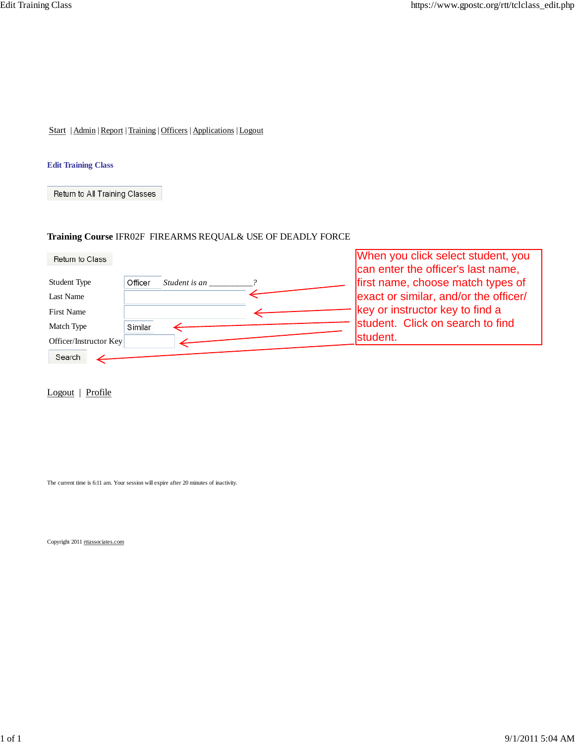Start | Admin | Report | Training | Officers | Applications | Logout

### Edit Training Class

Return to All Training Classes

**Training Course** IFR02F FIREARMS REQUAL& USE OF DEADLY FORCE

Return to Class

| | |
|---|---|
| Student Type | Officer *Student is an __________?* |
| Last Name | |
| First Name | |
| Match Type | Similar |
| Officer/Instructor Key | |

Search

When you click select student, you can enter the officer's last name, first name, choose match types of exact or similar, and/or the officer/ key or instructor key to find a student. Click on search to find student.

Logout | Profile

The current time is 6:11 am. Your session will expire after 20 minutes of inactivity.

Copyright 2011 rttassociates.com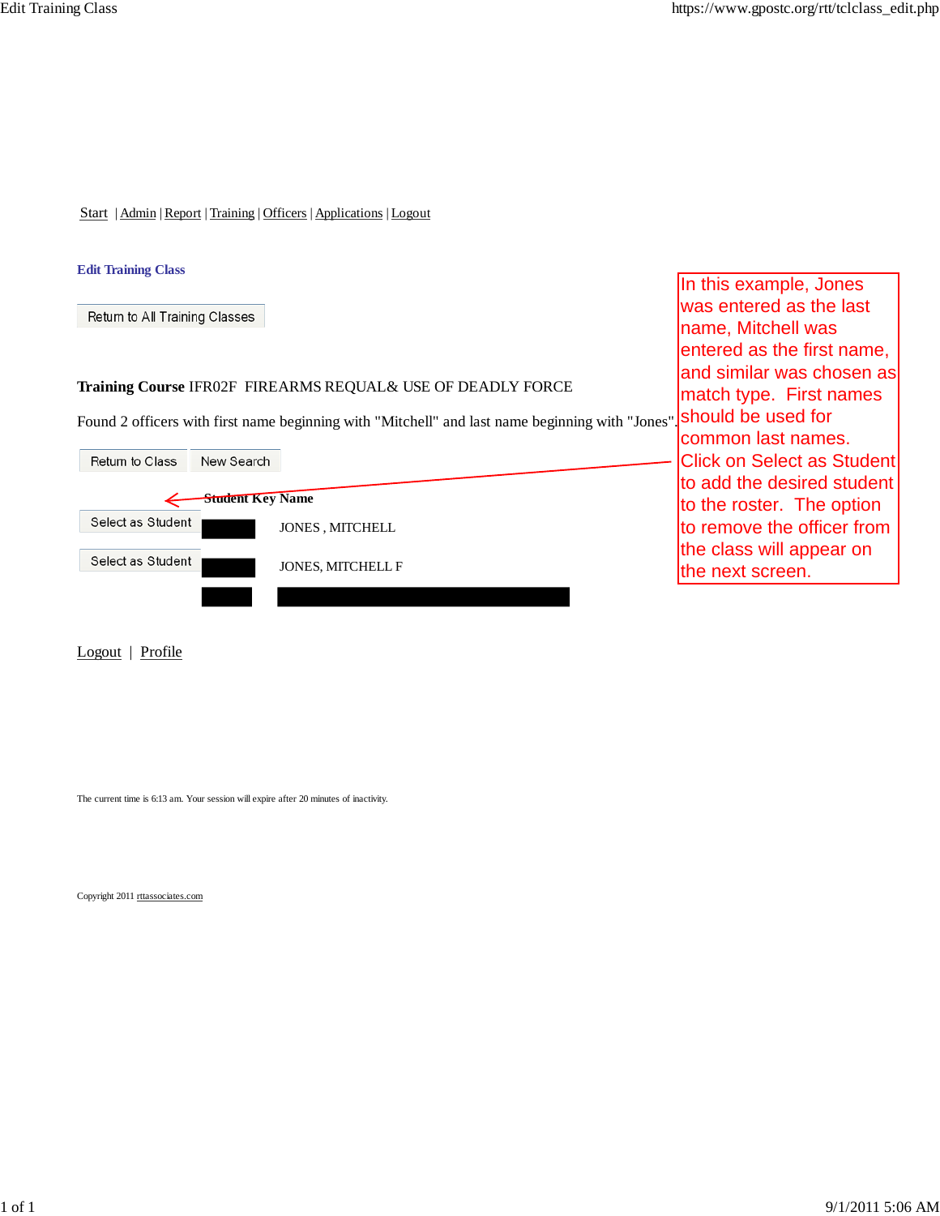Start | Admin | Report | Training | Officers | Applications | Logout

**Edit Training Class**

Return to All Training Classes

**Training Course** IFR02F FIREARMS REQUAL& USE OF DEADLY FORCE

Found 2 officers with first name beginning with "Mitchell" and last name beginning with "Jones".

Return to Class | New Search

| | Student Key | Name |
|---|---|---|
| Select as Student | | JONES , MITCHELL |
| Select as Student | | JONES, MITCHELL F |

In this example, Jones was entered as the last name, Mitchell was entered as the first name, and similar was chosen as match type. First names should be used for common last names. Click on Select as Student to add the desired student to the roster. The option to remove the officer from the class will appear on the next screen.

Logout | Profile

The current time is 6:13 am. Your session will expire after 20 minutes of inactivity.

Copyright 2011 rttassociates.com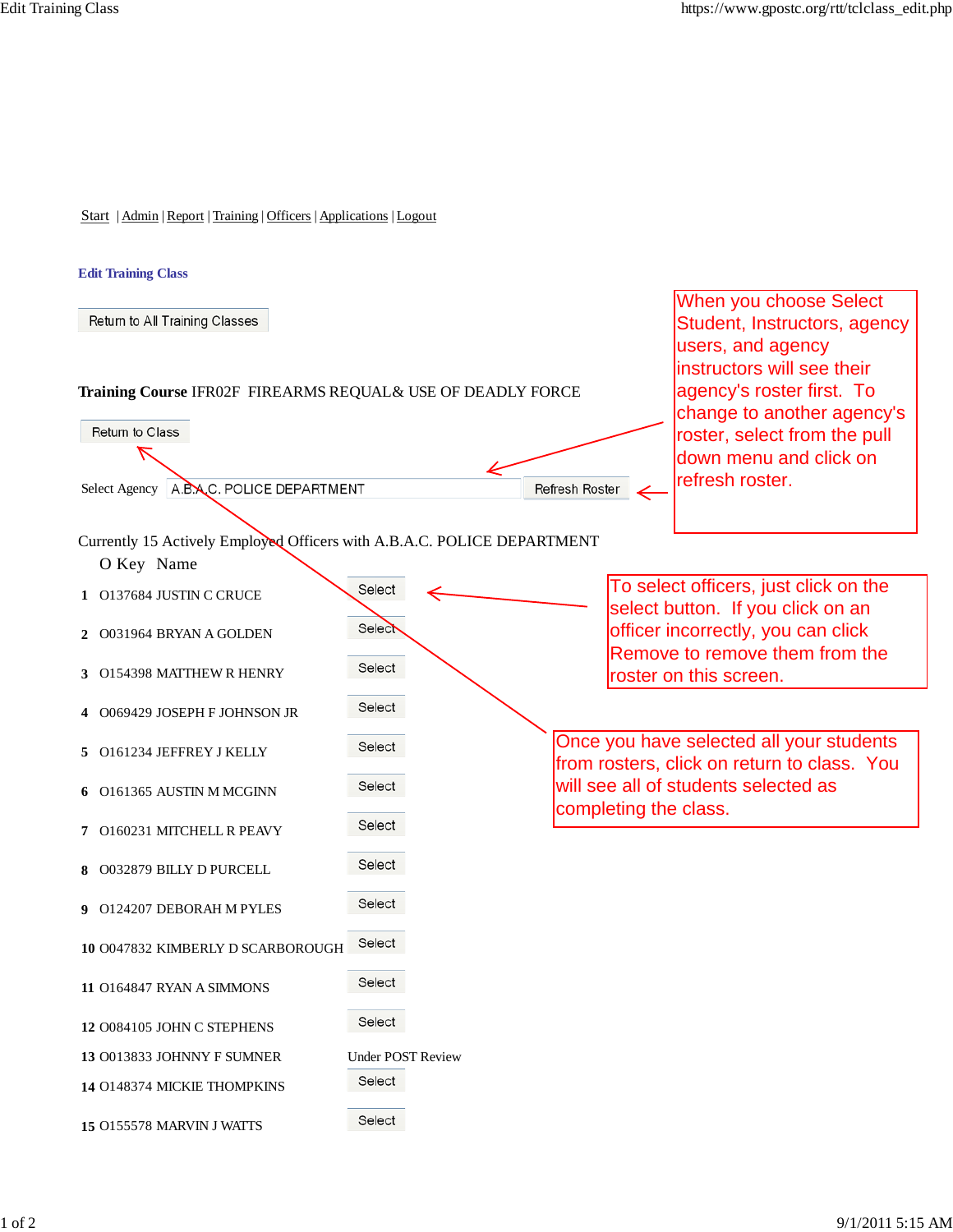Start | Admin | Report | Training | Officers | Applications | Logout

### Edit Training Class

Return to All Training Classes

**Training Course** IFR02F FIREARMS REQUAL& USE OF DEADLY FORCE

Return to Class

Select Agency A.B.A.C. POLICE DEPARTMENT  Refresh Roster

> When you choose Select Student, Instructors, agency users, and agency instructors will see their agency's roster first. To change to another agency's roster, select from the pull down menu and click on refresh roster.

Currently 15 Actively Employed Officers with A.B.A.C. POLICE DEPARTMENT

| | O Key | Name | |
|---|---|---|---|
| 1 | O137684 | JUSTIN C CRUCE | Select |
| 2 | O031964 | BRYAN A GOLDEN | Select |
| 3 | O154398 | MATTHEW R HENRY | Select |
| 4 | O069429 | JOSEPH F JOHNSON JR | Select |
| 5 | O161234 | JEFFREY J KELLY | Select |
| 6 | O161365 | AUSTIN M MCGINN | Select |
| 7 | O160231 | MITCHELL R PEAVY | Select |
| 8 | O032879 | BILLY D PURCELL | Select |
| 9 | O124207 | DEBORAH M PYLES | Select |
| 10 | O047832 | KIMBERLY D SCARBOROUGH | Select |
| 11 | O164847 | RYAN A SIMMONS | Select |
| 12 | O084105 | JOHN C STEPHENS | Select |
| 13 | O013833 | JOHNNY F SUMNER | Under POST Review |
| 14 | O148374 | MICKIE THOMPKINS | Select |
| 15 | O155578 | MARVIN J WATTS | Select |

> To select officers, just click on the select button. If you click on an officer incorrectly, you can click Remove to remove them from the roster on this screen.

> Once you have selected all your students from rosters, click on return to class. You will see all of students selected as completing the class.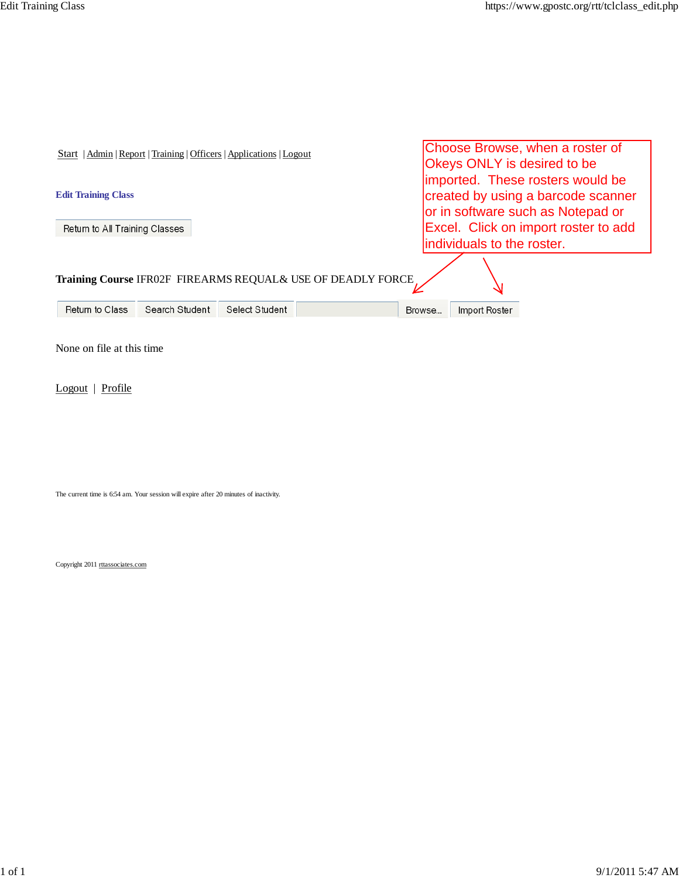Start | Admin | Report | Training | Officers | Applications | Logout

Choose Browse, when a roster of Okeys ONLY is desired to be imported. These rosters would be created by using a barcode scanner or in software such as Notepad or Excel. Click on import roster to add individuals to the roster.

### Edit Training Class

Return to All Training Classes

**Training Course** IFR02F FIREARMS REQUAL& USE OF DEADLY FORCE

Return to Class | Search Student | Select Student | Browse... | Import Roster

None on file at this time

Logout | Profile

The current time is 6:54 am. Your session will expire after 20 minutes of inactivity.

Copyright 2011 rttassociates.com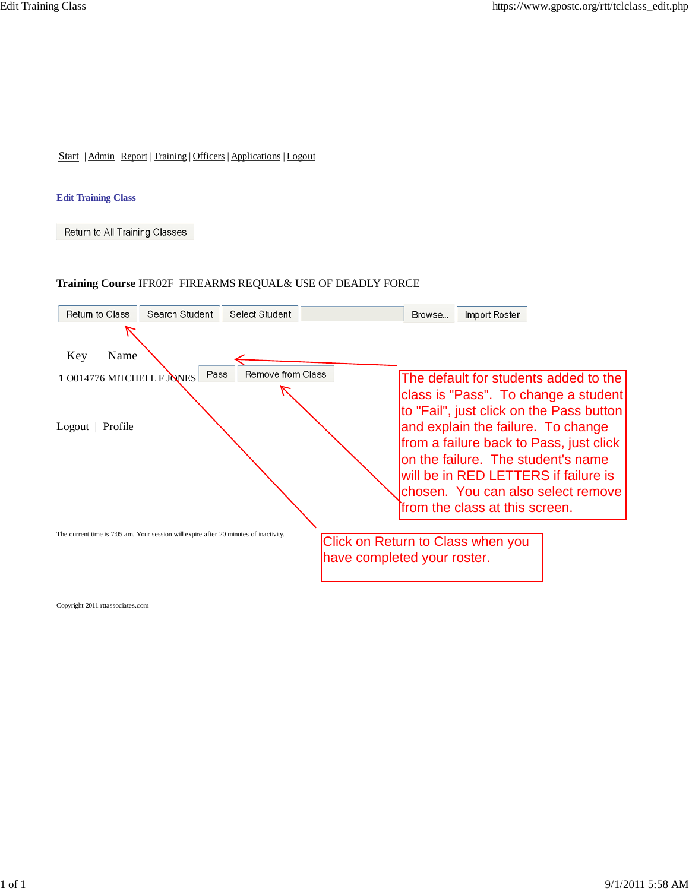Start | Admin | Report | Training | Officers | Applications | Logout

## Edit Training Class

Return to All Training Classes

**Training Course** IFR02F FIREARMS REQUAL& USE OF DEADLY FORCE

Return to Class | Search Student | Select Student | Browse... | Import Roster

| | Key | Name | | |
|---|---|---|---|---|
| **1** | O014776 | MITCHELL F JONES | Pass | Remove from Class |

The default for students added to the class is "Pass". To change a student to "Fail", just click on the Pass button and explain the failure. To change from a failure back to Pass, just click on the failure. The student's name will be in RED LETTERS if failure is chosen. You can also select remove from the class at this screen.

Click on Return to Class when you have completed your roster.

Logout | Profile

The current time is 7:05 am. Your session will expire after 20 minutes of inactivity.

Copyright 2011 rttassociates.com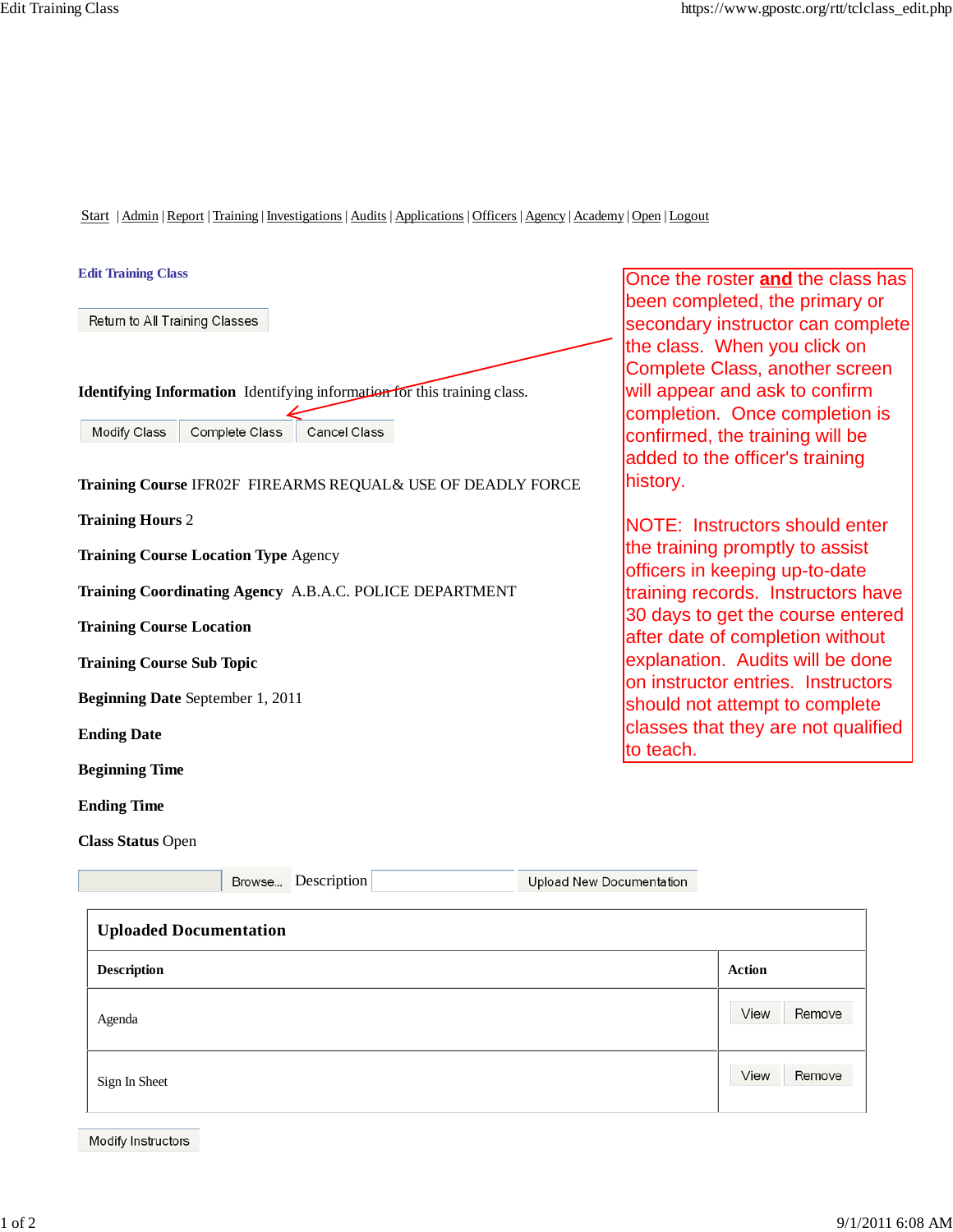Start | Admin | Report | Training | Investigations | Audits | Applications | Officers | Agency | Academy | Open | Logout

**Edit Training Class**

Return to All Training Classes

**Identifying Information** Identifying information for this training class.

Modify Class | Complete Class | Cancel Class

Once the roster **and** the class has been completed, the primary or secondary instructor can complete the class. When you click on Complete Class, another screen will appear and ask to confirm completion. Once completion is confirmed, the training will be added to the officer's training history.

NOTE: Instructors should enter the training promptly to assist officers in keeping up-to-date training records. Instructors have 30 days to get the course entered after date of completion without explanation. Audits will be done on instructor entries. Instructors should not attempt to complete classes that they are not qualified to teach.

**Training Course** IFR02F FIREARMS REQUAL& USE OF DEADLY FORCE

**Training Hours** 2

**Training Course Location Type** Agency

**Training Coordinating Agency** A.B.A.C. POLICE DEPARTMENT

**Training Course Location**

**Training Course Sub Topic**

**Beginning Date** September 1, 2011

**Ending Date**

**Beginning Time**

**Ending Time**

**Class Status** Open

Browse... Description Upload New Documentation

**Uploaded Documentation**

| **Description** | **Action** |
|---|---|
| Agenda | View Remove |
| Sign In Sheet | View Remove |

Modify Instructors